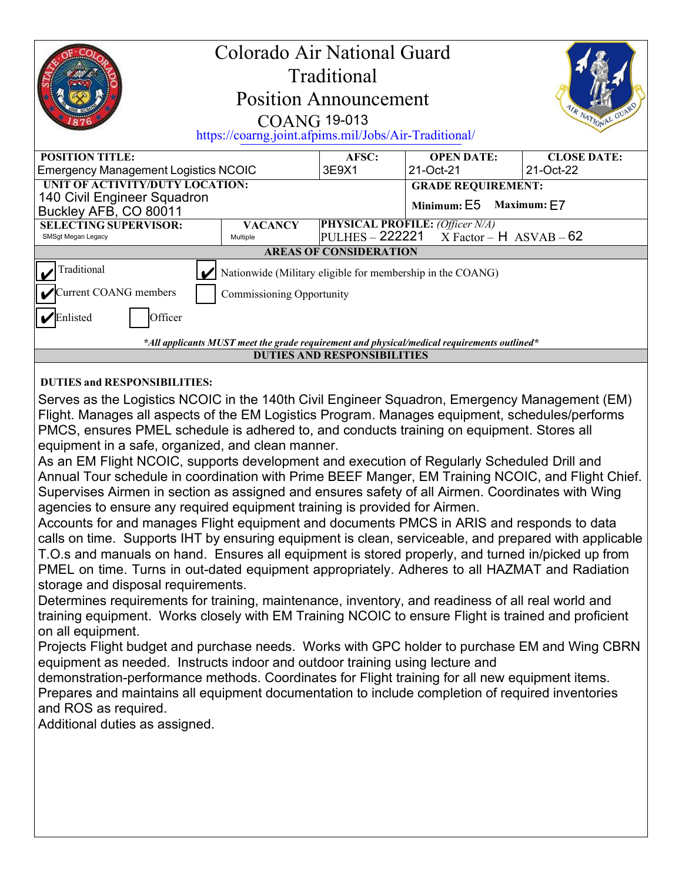# Colorado Air National Guard
## Traditional
## Position Announcement
## COANG 19-013

https://coarng.joint.afpims.mil/Jobs/Air-Traditional/

| POSITION TITLE: | | AFSC: | OPEN DATE: | CLOSE DATE: |
|---|---|---|---|---|
| Emergency Management Logistics NCOIC | | 3E9X1 | 21-Oct-21 | 21-Oct-22 |
| **UNIT OF ACTIVITY/DUTY LOCATION:** 140 Civil Engineer Squadron Buckley AFB, CO 80011 | | | **GRADE REQUIREMENT:** Minimum: E5 Maximum: E7 | |
| **SELECTING SUPERVISOR:** SMSgt Megan Legacy | **VACANCY** Multiple | **PHYSICAL PROFILE:** *(Officer N/A)* PULHES – 222221 X Factor – H ASVAB – 62 | | |

**AREAS OF CONSIDERATION**

- [x] Traditional
- [x] Nationwide (Military eligible for membership in the COANG)
- [x] Current COANG members
- [ ] Commissioning Opportunity
- [x] Enlisted
- [ ] Officer

***All applicants MUST meet the grade requirement and physical/medical requirements outlined***

**DUTIES AND RESPONSIBILITIES**

**DUTIES and RESPONSIBILITIES:**

Serves as the Logistics NCOIC in the 140th Civil Engineer Squadron, Emergency Management (EM) Flight. Manages all aspects of the EM Logistics Program. Manages equipment, schedules/performs PMCS, ensures PMEL schedule is adhered to, and conducts training on equipment. Stores all equipment in a safe, organized, and clean manner.

As an EM Flight NCOIC, supports development and execution of Regularly Scheduled Drill and Annual Tour schedule in coordination with Prime BEEF Manger, EM Training NCOIC, and Flight Chief. Supervises Airmen in section as assigned and ensures safety of all Airmen. Coordinates with Wing agencies to ensure any required equipment training is provided for Airmen.

Accounts for and manages Flight equipment and documents PMCS in ARIS and responds to data calls on time. Supports IHT by ensuring equipment is clean, serviceable, and prepared with applicable T.O.s and manuals on hand. Ensures all equipment is stored properly, and turned in/picked up from PMEL on time. Turns in out-dated equipment appropriately. Adheres to all HAZMAT and Radiation storage and disposal requirements.

Determines requirements for training, maintenance, inventory, and readiness of all real world and training equipment. Works closely with EM Training NCOIC to ensure Flight is trained and proficient on all equipment.

Projects Flight budget and purchase needs. Works with GPC holder to purchase EM and Wing CBRN equipment as needed. Instructs indoor and outdoor training using lecture and demonstration-performance methods. Coordinates for Flight training for all new equipment items. Prepares and maintains all equipment documentation to include completion of required inventories and ROS as required.

Additional duties as assigned.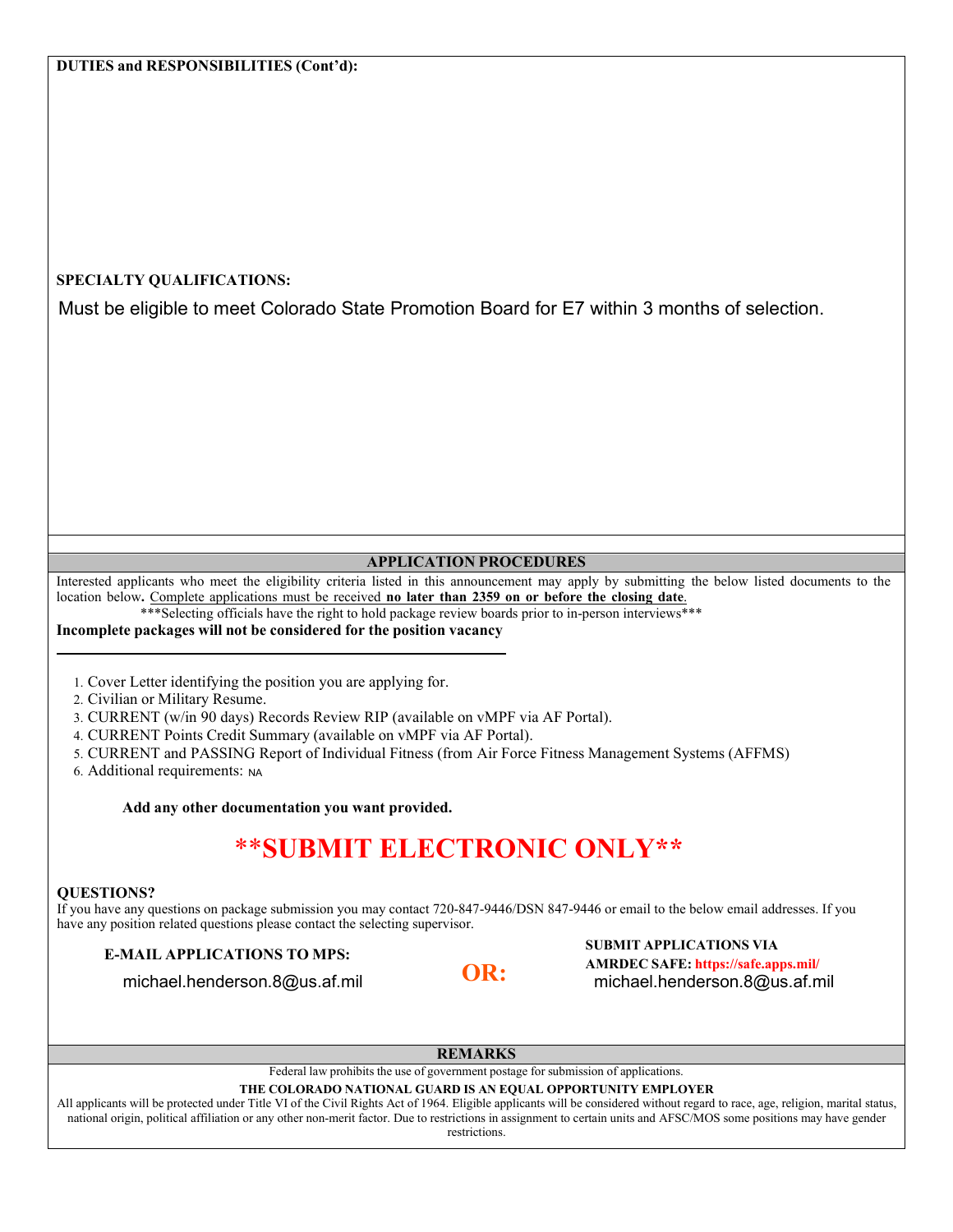**DUTIES and RESPONSIBILITIES (Cont'd):**

**SPECIALTY QUALIFICATIONS:**

Must be eligible to meet Colorado State Promotion Board for E7 within 3 months of selection.

## APPLICATION PROCEDURES

Interested applicants who meet the eligibility criteria listed in this announcement may apply by submitting the below listed documents to the location below**.** Complete applications must be received **no later than 2359 on or before the closing date**.

***Selecting officials have the right to hold package review boards prior to in-person interviews***

**Incomplete packages will not be considered for the position vacancy**

1. Cover Letter identifying the position you are applying for.
2. Civilian or Military Resume.
3. CURRENT (w/in 90 days) Records Review RIP (available on vMPF via AF Portal).
4. CURRENT Points Credit Summary (available on vMPF via AF Portal).
5. CURRENT and PASSING Report of Individual Fitness (from Air Force Fitness Management Systems (AFFMS)
6. Additional requirements: NA

**Add any other documentation you want provided.**

# **SUBMIT ELECTRONIC ONLY**

**QUESTIONS?**

If you have any questions on package submission you may contact 720-847-9446/DSN 847-9446 or email to the below email addresses. If you have any position related questions please contact the selecting supervisor.

**E-MAIL APPLICATIONS TO MPS:**

michael.henderson.8@us.af.mil

**OR:**

**SUBMIT APPLICATIONS VIA AMRDEC SAFE: https://safe.apps.mil/**

michael.henderson.8@us.af.mil

## REMARKS

Federal law prohibits the use of government postage for submission of applications.

**THE COLORADO NATIONAL GUARD IS AN EQUAL OPPORTUNITY EMPLOYER**

All applicants will be protected under Title VI of the Civil Rights Act of 1964. Eligible applicants will be considered without regard to race, age, religion, marital status, national origin, political affiliation or any other non-merit factor. Due to restrictions in assignment to certain units and AFSC/MOS some positions may have gender restrictions.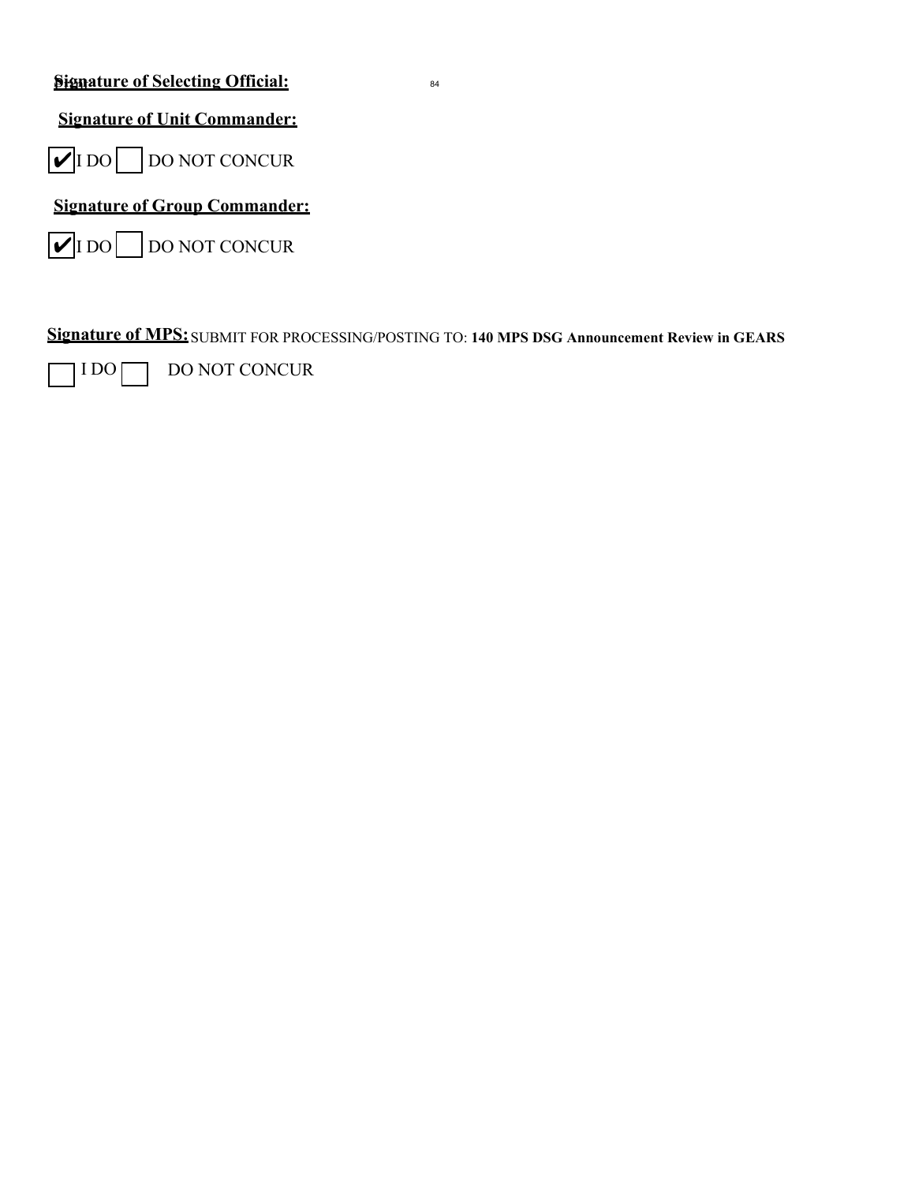**Signature of Selecting Official:**

84

**Signature of Unit Commander:**

☑ I DO ☐ DO NOT CONCUR

**Signature of Group Commander:**

☑ I DO ☐ DO NOT CONCUR

**Signature of MPS:** SUBMIT FOR PROCESSING/POSTING TO: **140 MPS DSG Announcement Review in GEARS**

☐ I DO ☐ DO NOT CONCUR